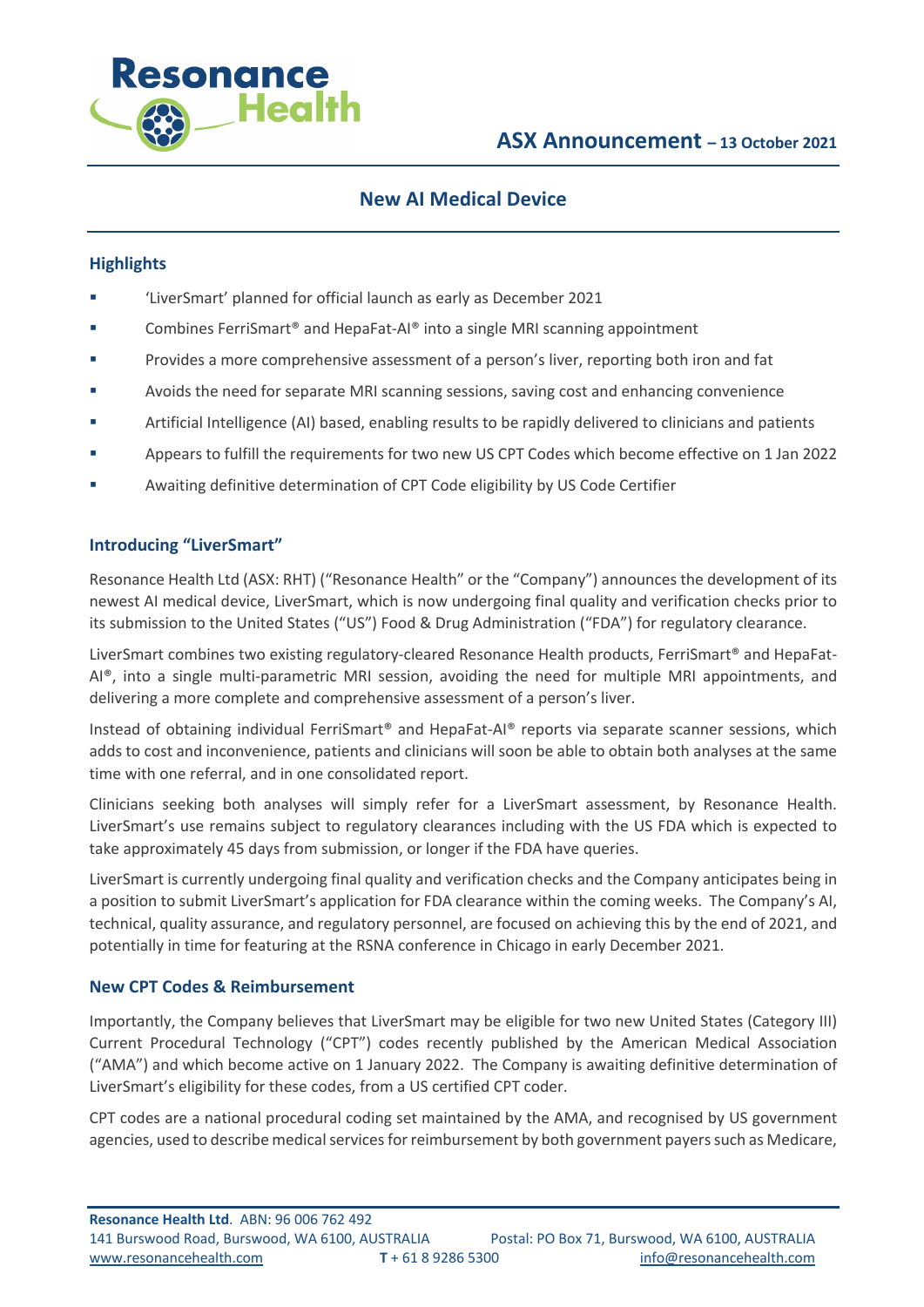# ASX Announcement – 13 October 2021

## New AI Medical Device

### Highlights

- 'LiverSmart' planned for official launch as early as December 2021
- Combines FerriSmart® and HepaFat-AI® into a single MRI scanning appointment
- Provides a more comprehensive assessment of a person's liver, reporting both iron and fat
- Avoids the need for separate MRI scanning sessions, saving cost and enhancing convenience
- Artificial Intelligence (AI) based, enabling results to be rapidly delivered to clinicians and patients
- Appears to fulfill the requirements for two new US CPT Codes which become effective on 1 Jan 2022
- Awaiting definitive determination of CPT Code eligibility by US Code Certifier

### Introducing "LiverSmart"

Resonance Health Ltd (ASX: RHT) ("Resonance Health" or the "Company") announces the development of its newest AI medical device, LiverSmart, which is now undergoing final quality and verification checks prior to its submission to the United States ("US") Food & Drug Administration ("FDA") for regulatory clearance.

LiverSmart combines two existing regulatory-cleared Resonance Health products, FerriSmart® and HepaFat-AI®, into a single multi-parametric MRI session, avoiding the need for multiple MRI appointments, and delivering a more complete and comprehensive assessment of a person's liver.

Instead of obtaining individual FerriSmart® and HepaFat-AI® reports via separate scanner sessions, which adds to cost and inconvenience, patients and clinicians will soon be able to obtain both analyses at the same time with one referral, and in one consolidated report.

Clinicians seeking both analyses will simply refer for a LiverSmart assessment, by Resonance Health. LiverSmart's use remains subject to regulatory clearances including with the US FDA which is expected to take approximately 45 days from submission, or longer if the FDA have queries.

LiverSmart is currently undergoing final quality and verification checks and the Company anticipates being in a position to submit LiverSmart's application for FDA clearance within the coming weeks. The Company's AI, technical, quality assurance, and regulatory personnel, are focused on achieving this by the end of 2021, and potentially in time for featuring at the RSNA conference in Chicago in early December 2021.

### New CPT Codes & Reimbursement

Importantly, the Company believes that LiverSmart may be eligible for two new United States (Category III) Current Procedural Technology ("CPT") codes recently published by the American Medical Association ("AMA") and which become active on 1 January 2022. The Company is awaiting definitive determination of LiverSmart's eligibility for these codes, from a US certified CPT coder.

CPT codes are a national procedural coding set maintained by the AMA, and recognised by US government agencies, used to describe medical services for reimbursement by both government payers such as Medicare,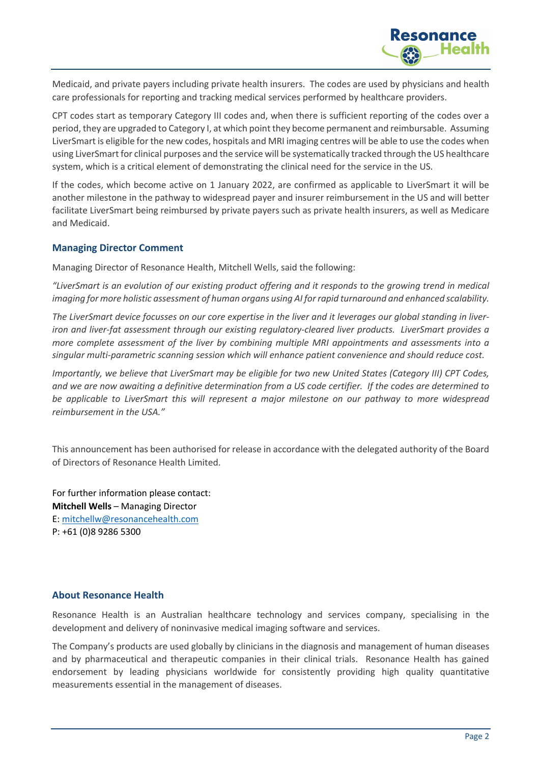Medicaid, and private payers including private health insurers. The codes are used by physicians and health care professionals for reporting and tracking medical services performed by healthcare providers.

CPT codes start as temporary Category III codes and, when there is sufficient reporting of the codes over a period, they are upgraded to Category I, at which point they become permanent and reimbursable. Assuming LiverSmart is eligible for the new codes, hospitals and MRI imaging centres will be able to use the codes when using LiverSmart for clinical purposes and the service will be systematically tracked through the US healthcare system, which is a critical element of demonstrating the clinical need for the service in the US.

If the codes, which become active on 1 January 2022, are confirmed as applicable to LiverSmart it will be another milestone in the pathway to widespread payer and insurer reimbursement in the US and will better facilitate LiverSmart being reimbursed by private payers such as private health insurers, as well as Medicare and Medicaid.

## Managing Director Comment

Managing Director of Resonance Health, Mitchell Wells, said the following:

*"LiverSmart is an evolution of our existing product offering and it responds to the growing trend in medical imaging for more holistic assessment of human organs using AI for rapid turnaround and enhanced scalability.*

*The LiverSmart device focusses on our core expertise in the liver and it leverages our global standing in liver-iron and liver-fat assessment through our existing regulatory-cleared liver products. LiverSmart provides a more complete assessment of the liver by combining multiple MRI appointments and assessments into a singular multi-parametric scanning session which will enhance patient convenience and should reduce cost.*

*Importantly, we believe that LiverSmart may be eligible for two new United States (Category III) CPT Codes, and we are now awaiting a definitive determination from a US code certifier. If the codes are determined to be applicable to LiverSmart this will represent a major milestone on our pathway to more widespread reimbursement in the USA."*

This announcement has been authorised for release in accordance with the delegated authority of the Board of Directors of Resonance Health Limited.

For further information please contact:
**Mitchell Wells** – Managing Director
E: mitchellw@resonancehealth.com
P: +61 (0)8 9286 5300

## About Resonance Health

Resonance Health is an Australian healthcare technology and services company, specialising in the development and delivery of noninvasive medical imaging software and services.

The Company's products are used globally by clinicians in the diagnosis and management of human diseases and by pharmaceutical and therapeutic companies in their clinical trials. Resonance Health has gained endorsement by leading physicians worldwide for consistently providing high quality quantitative measurements essential in the management of diseases.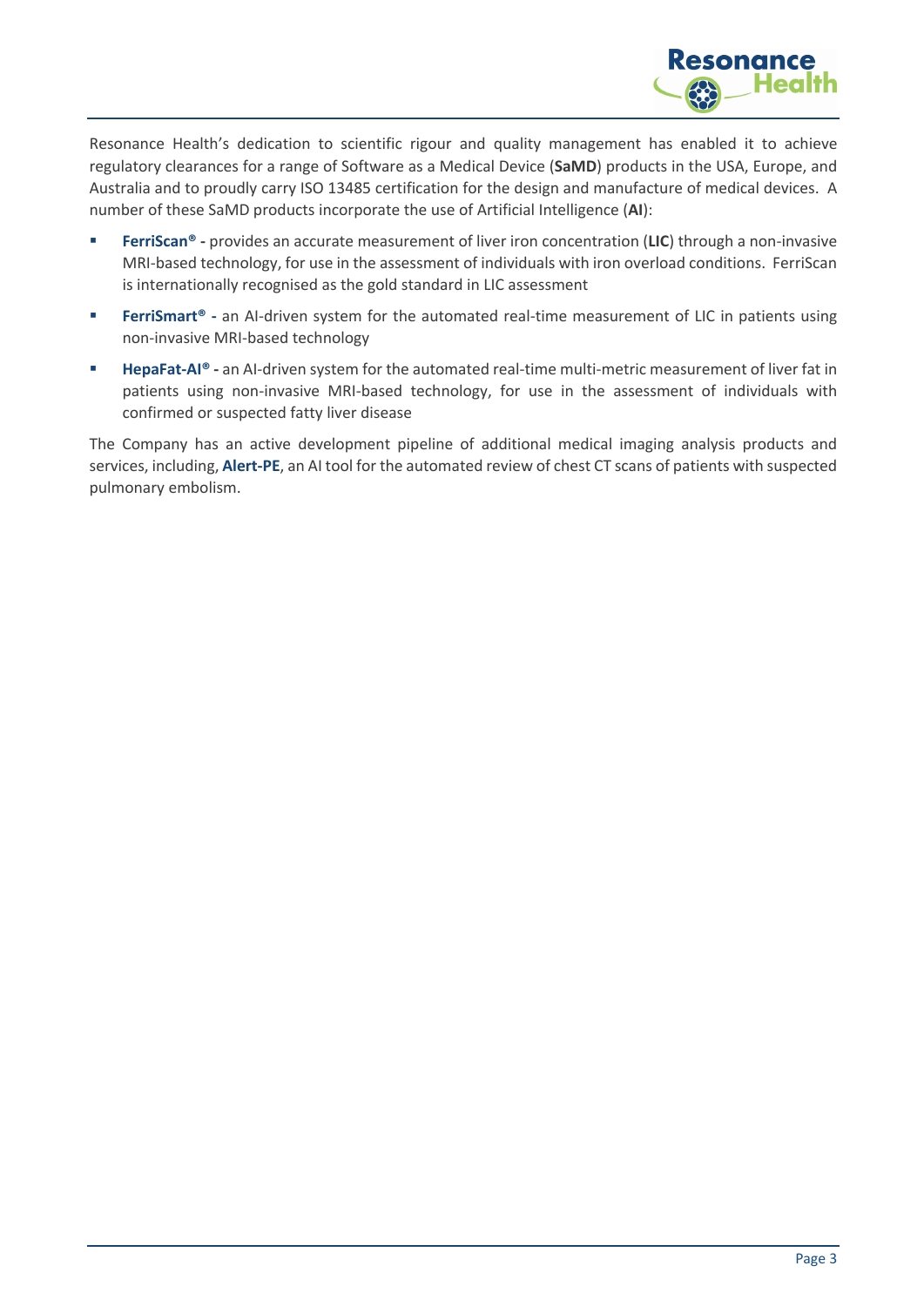Resonance Health's dedication to scientific rigour and quality management has enabled it to achieve regulatory clearances for a range of Software as a Medical Device (**SaMD**) products in the USA, Europe, and Australia and to proudly carry ISO 13485 certification for the design and manufacture of medical devices. A number of these SaMD products incorporate the use of Artificial Intelligence (**AI**):

- **FerriScan® -** provides an accurate measurement of liver iron concentration (**LIC**) through a non-invasive MRI-based technology, for use in the assessment of individuals with iron overload conditions. FerriScan is internationally recognised as the gold standard in LIC assessment
- **FerriSmart® -** an AI-driven system for the automated real-time measurement of LIC in patients using non-invasive MRI-based technology
- **HepaFat-AI® -** an AI-driven system for the automated real-time multi-metric measurement of liver fat in patients using non-invasive MRI-based technology, for use in the assessment of individuals with confirmed or suspected fatty liver disease

The Company has an active development pipeline of additional medical imaging analysis products and services, including, **Alert-PE**, an AI tool for the automated review of chest CT scans of patients with suspected pulmonary embolism.